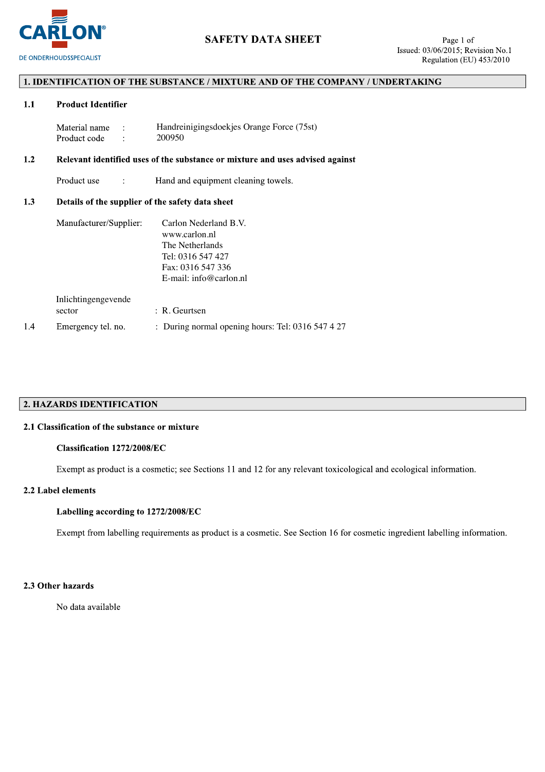CARLON®

DE ONDERHOUDSSPECIALIST

# SAFETY DATA SHEET

Issued: 03/06/2015; Revision No.1
Regulation (EU) 453/2010

## 1. IDENTIFICATION OF THE SUBSTANCE / MIXTURE AND OF THE COMPANY / UNDERTAKING

### 1.1 Product Identifier

Material name : Handreinigingsdoekjes Orange Force (75st)
Product code : 200950

### 1.2 Relevant identified uses of the substance or mixture and uses advised against

Product use : Hand and equipment cleaning towels.

### 1.3 Details of the supplier of the safety data sheet

Manufacturer/Supplier: Carlon Nederland B.V.
www.carlon.nl
The Netherlands
Tel: 0316 547 427
Fax: 0316 547 336
E-mail: info@carlon.nl

Inlichtingengevende sector : R. Geurtsen

1.4 Emergency tel. no. : During normal opening hours: Tel: 0316 547 4 27

## 2. HAZARDS IDENTIFICATION

### 2.1 Classification of the substance or mixture

**Classification 1272/2008/EC**

Exempt as product is a cosmetic; see Sections 11 and 12 for any relevant toxicological and ecological information.

### 2.2 Label elements

**Labelling according to 1272/2008/EC**

Exempt from labelling requirements as product is a cosmetic. See Section 16 for cosmetic ingredient labelling information.

### 2.3 Other hazards

No data available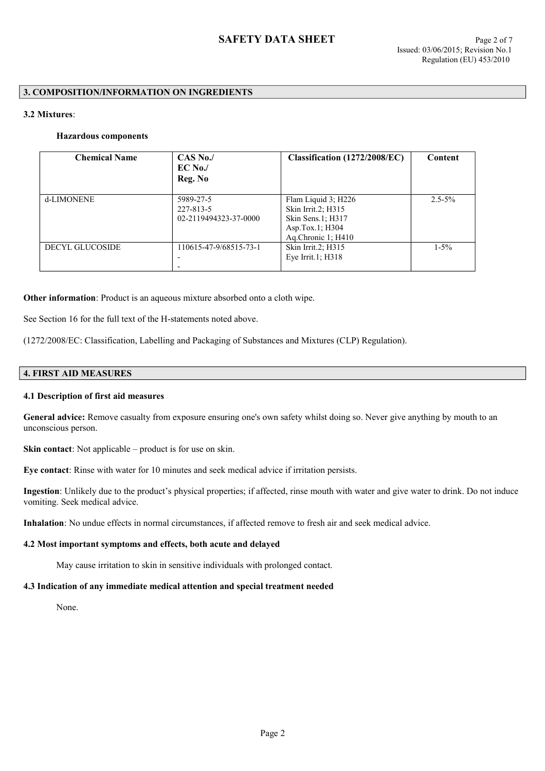## 3. COMPOSITION/INFORMATION ON INGREDIENTS

### 3.2 Mixtures:

**Hazardous components**

| Chemical Name | CAS No./ EC No./ Reg. No | Classification (1272/2008/EC) | Content |
|---|---|---|---|
| d-LIMONENE | 5989-27-5<br>227-813-5<br>02-2119494323-37-0000 | Flam Liquid 3; H226<br>Skin Irrit.2; H315<br>Skin Sens.1; H317<br>Asp.Tox.1; H304<br>Aq.Chronic 1; H410 | 2.5-5% |
| DECYL GLUCOSIDE | 110615-47-9/68515-73-1<br>-<br>- | Skin Irrit.2; H315<br>Eye Irrit.1; H318 | 1-5% |

**Other information**: Product is an aqueous mixture absorbed onto a cloth wipe.

See Section 16 for the full text of the H-statements noted above.

(1272/2008/EC: Classification, Labelling and Packaging of Substances and Mixtures (CLP) Regulation).

## 4. FIRST AID MEASURES

### 4.1 Description of first aid measures

**General advice:** Remove casualty from exposure ensuring one's own safety whilst doing so. Never give anything by mouth to an unconscious person.

**Skin contact**: Not applicable – product is for use on skin.

**Eye contact**: Rinse with water for 10 minutes and seek medical advice if irritation persists.

**Ingestion**: Unlikely due to the product's physical properties; if affected, rinse mouth with water and give water to drink. Do not induce vomiting. Seek medical advice.

**Inhalation**: No undue effects in normal circumstances, if affected remove to fresh air and seek medical advice.

### 4.2 Most important symptoms and effects, both acute and delayed

May cause irritation to skin in sensitive individuals with prolonged contact.

### 4.3 Indication of any immediate medical attention and special treatment needed

None.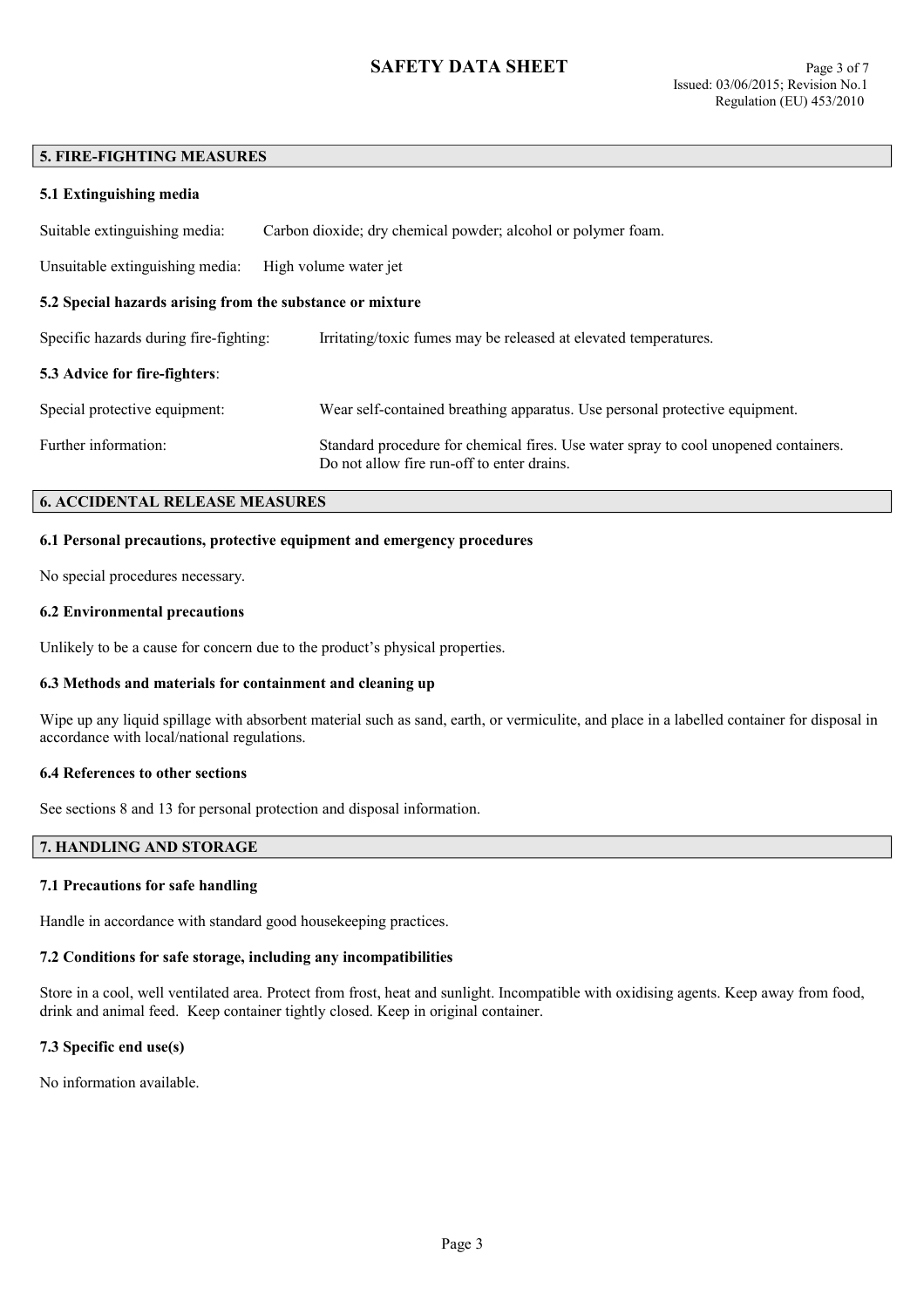## 5. FIRE-FIGHTING MEASURES

### 5.1 Extinguishing media

Suitable extinguishing media: Carbon dioxide; dry chemical powder; alcohol or polymer foam.

Unsuitable extinguishing media: High volume water jet

### 5.2 Special hazards arising from the substance or mixture

Specific hazards during fire-fighting: Irritating/toxic fumes may be released at elevated temperatures.

### 5.3 Advice for fire-fighters:

Special protective equipment: Wear self-contained breathing apparatus. Use personal protective equipment.

Further information: Standard procedure for chemical fires. Use water spray to cool unopened containers. Do not allow fire run-off to enter drains.

## 6. ACCIDENTAL RELEASE MEASURES

### 6.1 Personal precautions, protective equipment and emergency procedures

No special procedures necessary.

### 6.2 Environmental precautions

Unlikely to be a cause for concern due to the product's physical properties.

### 6.3 Methods and materials for containment and cleaning up

Wipe up any liquid spillage with absorbent material such as sand, earth, or vermiculite, and place in a labelled container for disposal in accordance with local/national regulations.

### 6.4 References to other sections

See sections 8 and 13 for personal protection and disposal information.

## 7. HANDLING AND STORAGE

### 7.1 Precautions for safe handling

Handle in accordance with standard good housekeeping practices.

### 7.2 Conditions for safe storage, including any incompatibilities

Store in a cool, well ventilated area. Protect from frost, heat and sunlight. Incompatible with oxidising agents. Keep away from food, drink and animal feed. Keep container tightly closed. Keep in original container.

### 7.3 Specific end use(s)

No information available.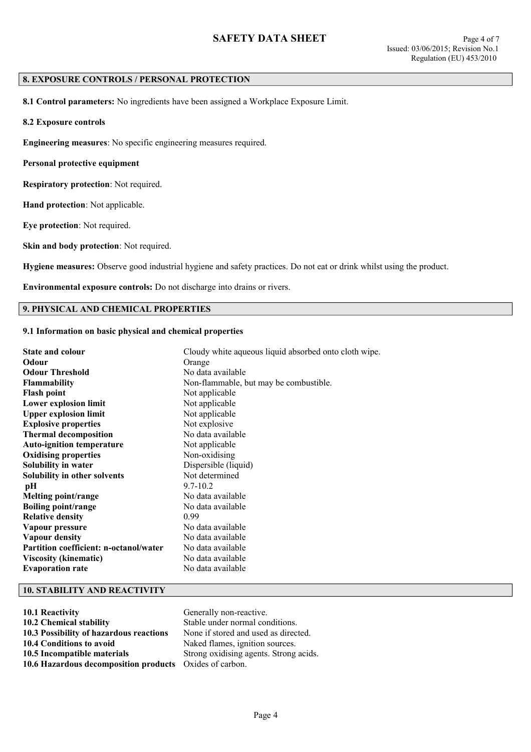## 8. EXPOSURE CONTROLS / PERSONAL PROTECTION

**8.1 Control parameters:** No ingredients have been assigned a Workplace Exposure Limit.

**8.2 Exposure controls**

**Engineering measures**: No specific engineering measures required.

**Personal protective equipment**

**Respiratory protection**: Not required.

**Hand protection**: Not applicable.

**Eye protection**: Not required.

**Skin and body protection**: Not required.

**Hygiene measures:** Observe good industrial hygiene and safety practices. Do not eat or drink whilst using the product.

**Environmental exposure controls:** Do not discharge into drains or rivers.

## 9. PHYSICAL AND CHEMICAL PROPERTIES

**9.1 Information on basic physical and chemical properties**

| | |
|---|---|
| **State and colour** | Cloudy white aqueous liquid absorbed onto cloth wipe. |
| **Odour** | Orange |
| **Odour Threshold** | No data available |
| **Flammability** | Non-flammable, but may be combustible. |
| **Flash point** | Not applicable |
| **Lower explosion limit** | Not applicable |
| **Upper explosion limit** | Not applicable |
| **Explosive properties** | Not explosive |
| **Thermal decomposition** | No data available |
| **Auto-ignition temperature** | Not applicable |
| **Oxidising properties** | Non-oxidising |
| **Solubility in water** | Dispersible (liquid) |
| **Solubility in other solvents** | Not determined |
| **pH** | 9.7-10.2 |
| **Melting point/range** | No data available |
| **Boiling point/range** | No data available |
| **Relative density** | 0.99 |
| **Vapour pressure** | No data available |
| **Vapour density** | No data available |
| **Partition coefficient: n-octanol/water** | No data available |
| **Viscosity (kinematic)** | No data available |
| **Evaporation rate** | No data available |

## 10. STABILITY AND REACTIVITY

| | |
|---|---|
| **10.1 Reactivity** | Generally non-reactive. |
| **10.2 Chemical stability** | Stable under normal conditions. |
| **10.3 Possibility of hazardous reactions** | None if stored and used as directed. |
| **10.4 Conditions to avoid** | Naked flames, ignition sources. |
| **10.5 Incompatible materials** | Strong oxidising agents. Strong acids. |
| **10.6 Hazardous decomposition products** | Oxides of carbon. |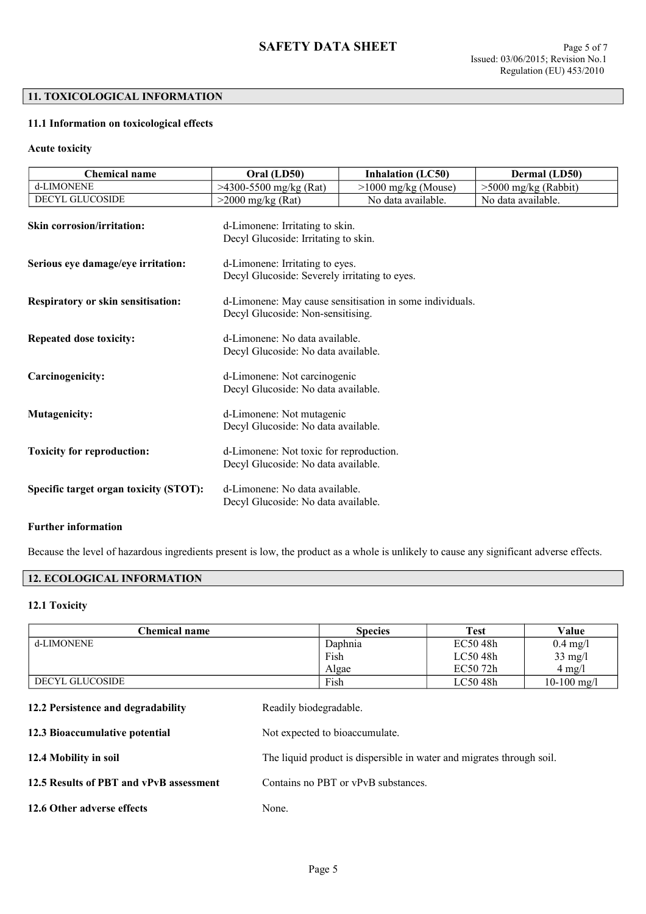## 11. TOXICOLOGICAL INFORMATION

### 11.1 Information on toxicological effects

**Acute toxicity**

| Chemical name | Oral (LD50) | Inhalation (LC50) | Dermal (LD50) |
|---|---|---|---|
| d-LIMONENE | >4300-5500 mg/kg (Rat) | >1000 mg/kg (Mouse) | >5000 mg/kg (Rabbit) |
| DECYL GLUCOSIDE | >2000 mg/kg (Rat) | No data available. | No data available. |

**Skin corrosion/irritation:** d-Limonene: Irritating to skin.
Decyl Glucoside: Irritating to skin.

**Serious eye damage/eye irritation:** d-Limonene: Irritating to eyes.
Decyl Glucoside: Severely irritating to eyes.

**Respiratory or skin sensitisation:** d-Limonene: May cause sensitisation in some individuals.
Decyl Glucoside: Non-sensitising.

**Repeated dose toxicity:** d-Limonene: No data available.
Decyl Glucoside: No data available.

**Carcinogenicity:** d-Limonene: Not carcinogenic
Decyl Glucoside: No data available.

**Mutagenicity:** d-Limonene: Not mutagenic
Decyl Glucoside: No data available.

**Toxicity for reproduction:** d-Limonene: Not toxic for reproduction.
Decyl Glucoside: No data available.

**Specific target organ toxicity (STOT):** d-Limonene: No data available.
Decyl Glucoside: No data available.

**Further information**

Because the level of hazardous ingredients present is low, the product as a whole is unlikely to cause any significant adverse effects.

## 12. ECOLOGICAL INFORMATION

### 12.1 Toxicity

| Chemical name | Species | Test | Value |
|---|---|---|---|
| d-LIMONENE | Daphnia | EC50 48h | 0.4 mg/l |
| | Fish | LC50 48h | 33 mg/l |
| | Algae | EC50 72h | 4 mg/l |
| DECYL GLUCOSIDE | Fish | LC50 48h | 10-100 mg/l |

**12.2 Persistence and degradability** Readily biodegradable.

**12.3 Bioaccumulative potential** Not expected to bioaccumulate.

**12.4 Mobility in soil** The liquid product is dispersible in water and migrates through soil.

**12.5 Results of PBT and vPvB assessment** Contains no PBT or vPvB substances.

**12.6 Other adverse effects** None.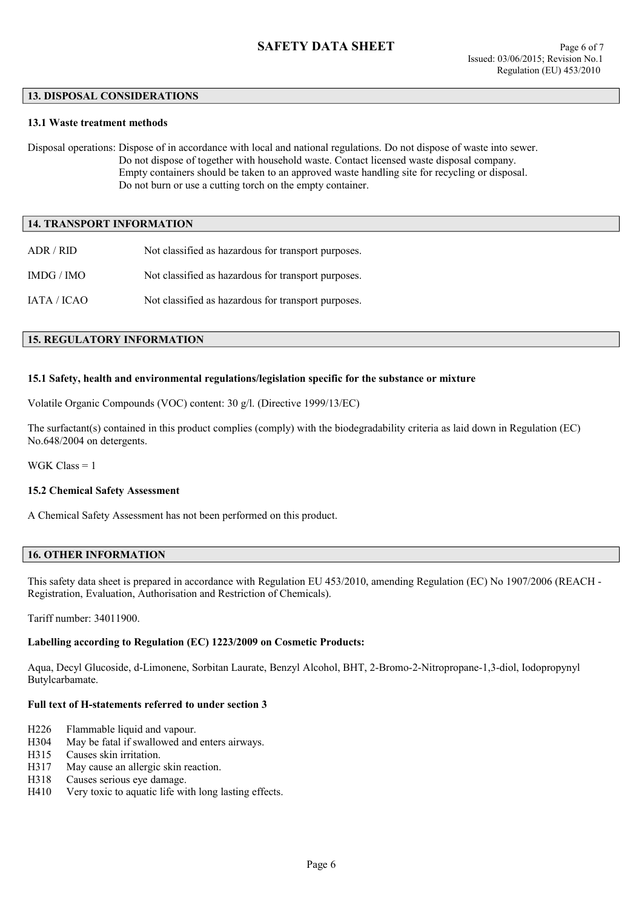## 13. DISPOSAL CONSIDERATIONS

### 13.1 Waste treatment methods

Disposal operations: Dispose of in accordance with local and national regulations. Do not dispose of waste into sewer. Do not dispose of together with household waste. Contact licensed waste disposal company. Empty containers should be taken to an approved waste handling site for recycling or disposal. Do not burn or use a cutting torch on the empty container.

## 14. TRANSPORT INFORMATION

| | |
|---|---|
| ADR / RID | Not classified as hazardous for transport purposes. |
| IMDG / IMO | Not classified as hazardous for transport purposes. |
| IATA / ICAO | Not classified as hazardous for transport purposes. |

## 15. REGULATORY INFORMATION

### 15.1 Safety, health and environmental regulations/legislation specific for the substance or mixture

Volatile Organic Compounds (VOC) content: 30 g/l. (Directive 1999/13/EC)

The surfactant(s) contained in this product complies (comply) with the biodegradability criteria as laid down in Regulation (EC) No.648/2004 on detergents.

WGK Class = 1

### 15.2 Chemical Safety Assessment

A Chemical Safety Assessment has not been performed on this product.

## 16. OTHER INFORMATION

This safety data sheet is prepared in accordance with Regulation EU 453/2010, amending Regulation (EC) No 1907/2006 (REACH - Registration, Evaluation, Authorisation and Restriction of Chemicals).

Tariff number: 34011900.

**Labelling according to Regulation (EC) 1223/2009 on Cosmetic Products:**

Aqua, Decyl Glucoside, d-Limonene, Sorbitan Laurate, Benzyl Alcohol, BHT, 2-Bromo-2-Nitropropane-1,3-diol, Iodopropynyl Butylcarbamate.

**Full text of H-statements referred to under section 3**

- H226 Flammable liquid and vapour.
- H304 May be fatal if swallowed and enters airways.
- H315 Causes skin irritation.
- H317 May cause an allergic skin reaction.
- H318 Causes serious eye damage.
- H410 Very toxic to aquatic life with long lasting effects.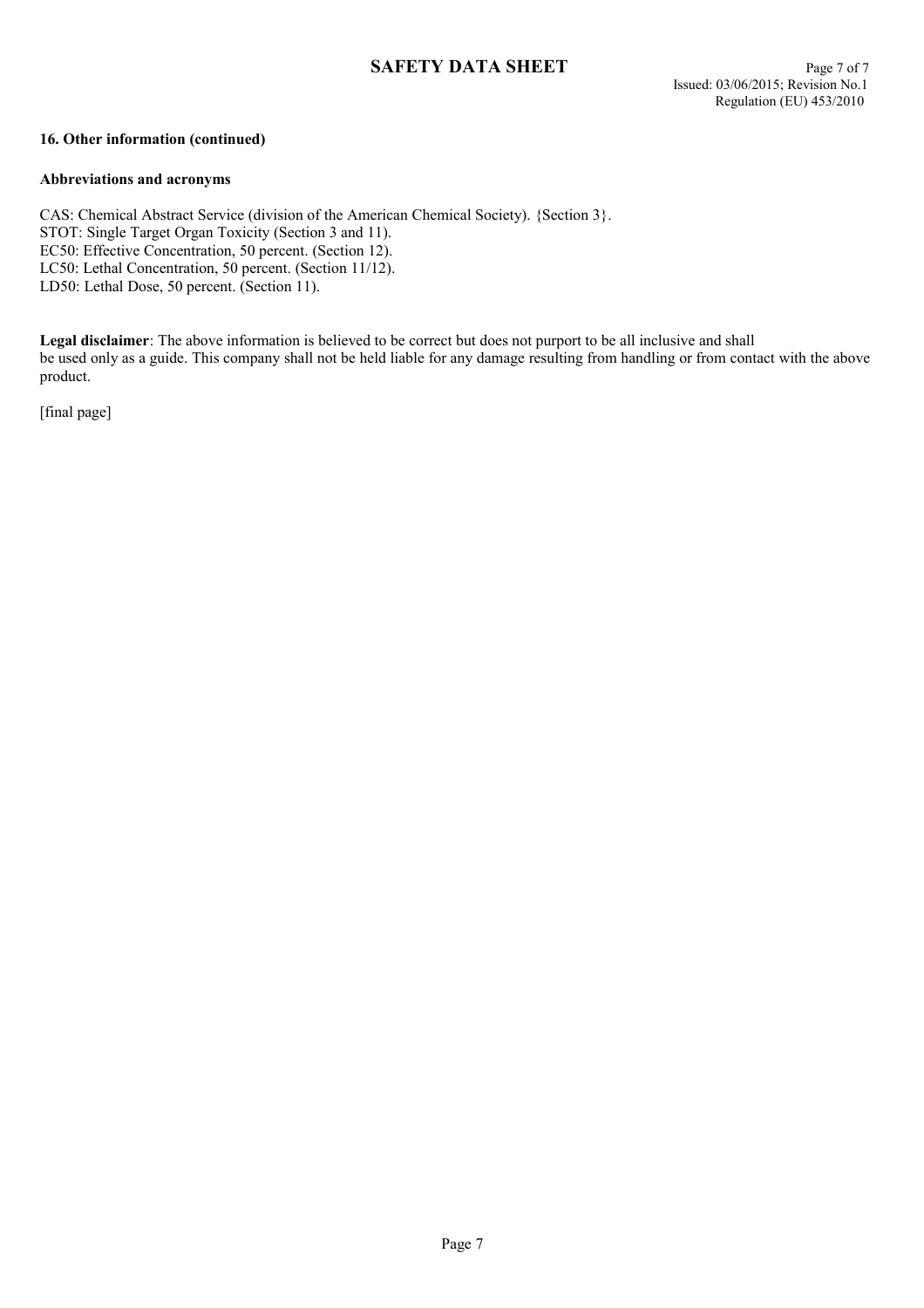## 16. Other information (continued)

**Abbreviations and acronyms**

CAS: Chemical Abstract Service (division of the American Chemical Society). {Section 3}.
STOT: Single Target Organ Toxicity (Section 3 and 11).
EC50: Effective Concentration, 50 percent. (Section 12).
LC50: Lethal Concentration, 50 percent. (Section 11/12).
LD50: Lethal Dose, 50 percent. (Section 11).

**Legal disclaimer**: The above information is believed to be correct but does not purport to be all inclusive and shall be used only as a guide. This company shall not be held liable for any damage resulting from handling or from contact with the above product.

[final page]